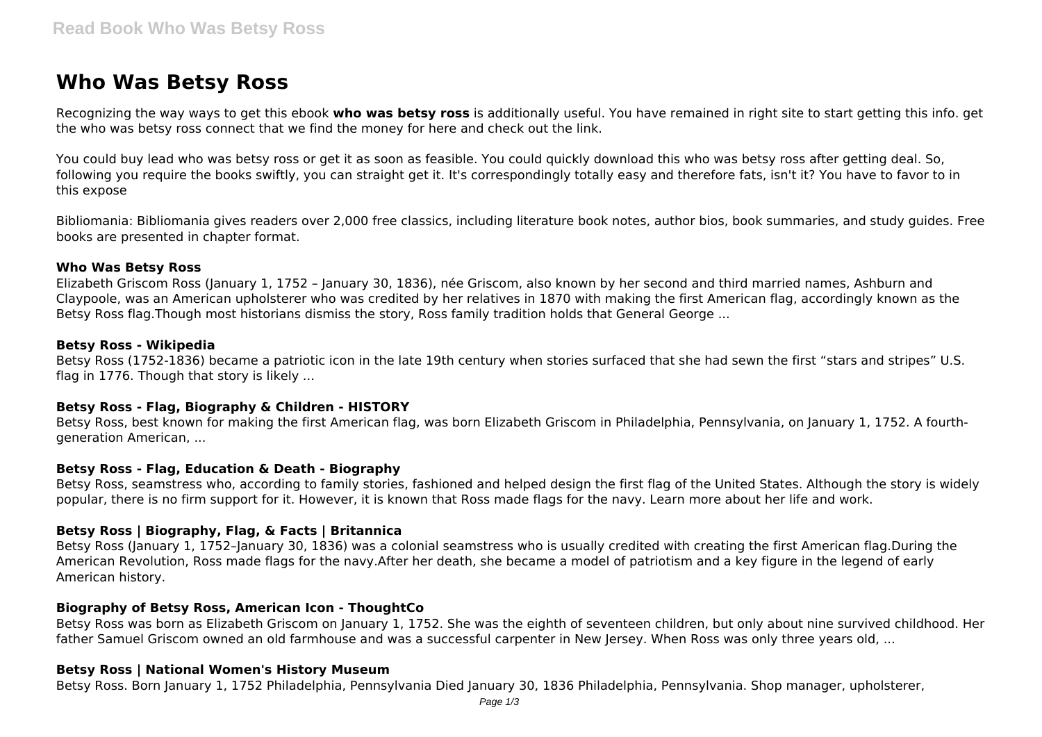# Who Was Betsy Ross

Recognizing the way ways to get this ebook **who was betsy ross** is additionally useful. You have remained in right site to start getting this info. get the who was betsy ross connect that we find the money for here and check out the link.

You could buy lead who was betsy ross or get it as soon as feasible. You could quickly download this who was betsy ross after getting deal. So, following you require the books swiftly, you can straight get it. It's correspondingly totally easy and therefore fats, isn't it? You have to favor to in this expose

Bibliomania: Bibliomania gives readers over 2,000 free classics, including literature book notes, author bios, book summaries, and study guides. Free books are presented in chapter format.

#### Who Was Betsy Ross

Elizabeth Griscom Ross (January 1, 1752 – January 30, 1836), née Griscom, also known by her second and third married names, Ashburn and Claypoole, was an American upholsterer who was credited by her relatives in 1870 with making the first American flag, accordingly known as the Betsy Ross flag.Though most historians dismiss the story, Ross family tradition holds that General George ...

#### Betsy Ross - Wikipedia

Betsy Ross (1752-1836) became a patriotic icon in the late 19th century when stories surfaced that she had sewn the first "stars and stripes" U.S. flag in 1776. Though that story is likely ...

#### Betsy Ross - Flag, Biography & Children - HISTORY

Betsy Ross, best known for making the first American flag, was born Elizabeth Griscom in Philadelphia, Pennsylvania, on January 1, 1752. A fourth-generation American, ...

#### Betsy Ross - Flag, Education & Death - Biography

Betsy Ross, seamstress who, according to family stories, fashioned and helped design the first flag of the United States. Although the story is widely popular, there is no firm support for it. However, it is known that Ross made flags for the navy. Learn more about her life and work.

#### Betsy Ross | Biography, Flag, & Facts | Britannica

Betsy Ross (January 1, 1752–January 30, 1836) was a colonial seamstress who is usually credited with creating the first American flag.During the American Revolution, Ross made flags for the navy.After her death, she became a model of patriotism and a key figure in the legend of early American history.

#### Biography of Betsy Ross, American Icon - ThoughtCo

Betsy Ross was born as Elizabeth Griscom on January 1, 1752. She was the eighth of seventeen children, but only about nine survived childhood. Her father Samuel Griscom owned an old farmhouse and was a successful carpenter in New Jersey. When Ross was only three years old, ...

#### Betsy Ross | National Women's History Museum

Betsy Ross. Born January 1, 1752 Philadelphia, Pennsylvania Died January 30, 1836 Philadelphia, Pennsylvania. Shop manager, upholsterer,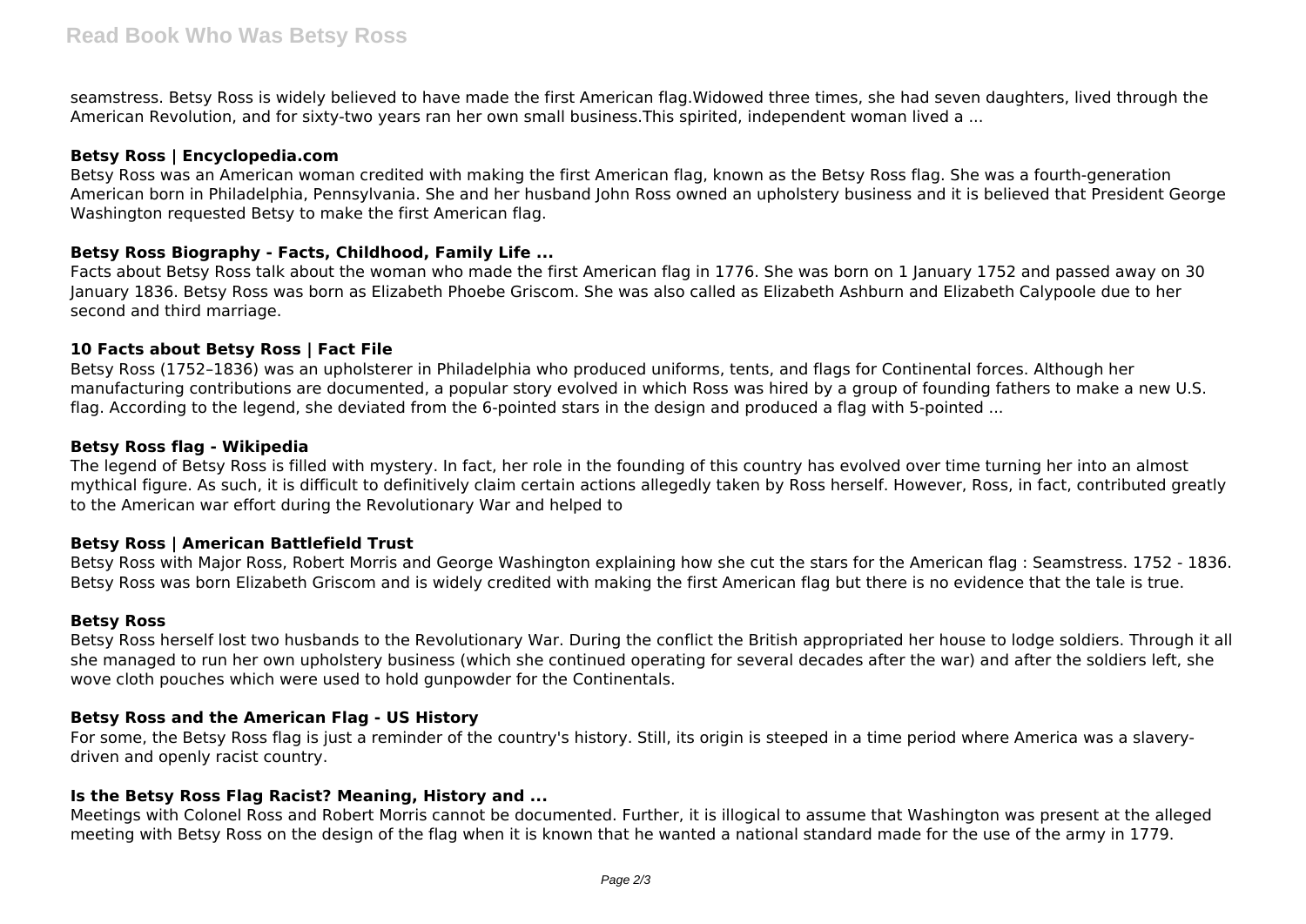seamstress. Betsy Ross is widely believed to have made the first American flag.Widowed three times, she had seven daughters, lived through the American Revolution, and for sixty-two years ran her own small business.This spirited, independent woman lived a ...

**Betsy Ross | Encyclopedia.com**

Betsy Ross was an American woman credited with making the first American flag, known as the Betsy Ross flag. She was a fourth-generation American born in Philadelphia, Pennsylvania. She and her husband John Ross owned an upholstery business and it is believed that President George Washington requested Betsy to make the first American flag.

**Betsy Ross Biography - Facts, Childhood, Family Life ...**

Facts about Betsy Ross talk about the woman who made the first American flag in 1776. She was born on 1 January 1752 and passed away on 30 January 1836. Betsy Ross was born as Elizabeth Phoebe Griscom. She was also called as Elizabeth Ashburn and Elizabeth Calypoole due to her second and third marriage.

**10 Facts about Betsy Ross | Fact File**

Betsy Ross (1752–1836) was an upholsterer in Philadelphia who produced uniforms, tents, and flags for Continental forces. Although her manufacturing contributions are documented, a popular story evolved in which Ross was hired by a group of founding fathers to make a new U.S. flag. According to the legend, she deviated from the 6-pointed stars in the design and produced a flag with 5-pointed ...

**Betsy Ross flag - Wikipedia**

The legend of Betsy Ross is filled with mystery. In fact, her role in the founding of this country has evolved over time turning her into an almost mythical figure. As such, it is difficult to definitively claim certain actions allegedly taken by Ross herself. However, Ross, in fact, contributed greatly to the American war effort during the Revolutionary War and helped to

**Betsy Ross | American Battlefield Trust**

Betsy Ross with Major Ross, Robert Morris and George Washington explaining how she cut the stars for the American flag : Seamstress. 1752 - 1836. Betsy Ross was born Elizabeth Griscom and is widely credited with making the first American flag but there is no evidence that the tale is true.

**Betsy Ross**

Betsy Ross herself lost two husbands to the Revolutionary War. During the conflict the British appropriated her house to lodge soldiers. Through it all she managed to run her own upholstery business (which she continued operating for several decades after the war) and after the soldiers left, she wove cloth pouches which were used to hold gunpowder for the Continentals.

**Betsy Ross and the American Flag - US History**

For some, the Betsy Ross flag is just a reminder of the country's history. Still, its origin is steeped in a time period where America was a slavery-driven and openly racist country.

**Is the Betsy Ross Flag Racist? Meaning, History and ...**

Meetings with Colonel Ross and Robert Morris cannot be documented. Further, it is illogical to assume that Washington was present at the alleged meeting with Betsy Ross on the design of the flag when it is known that he wanted a national standard made for the use of the army in 1779.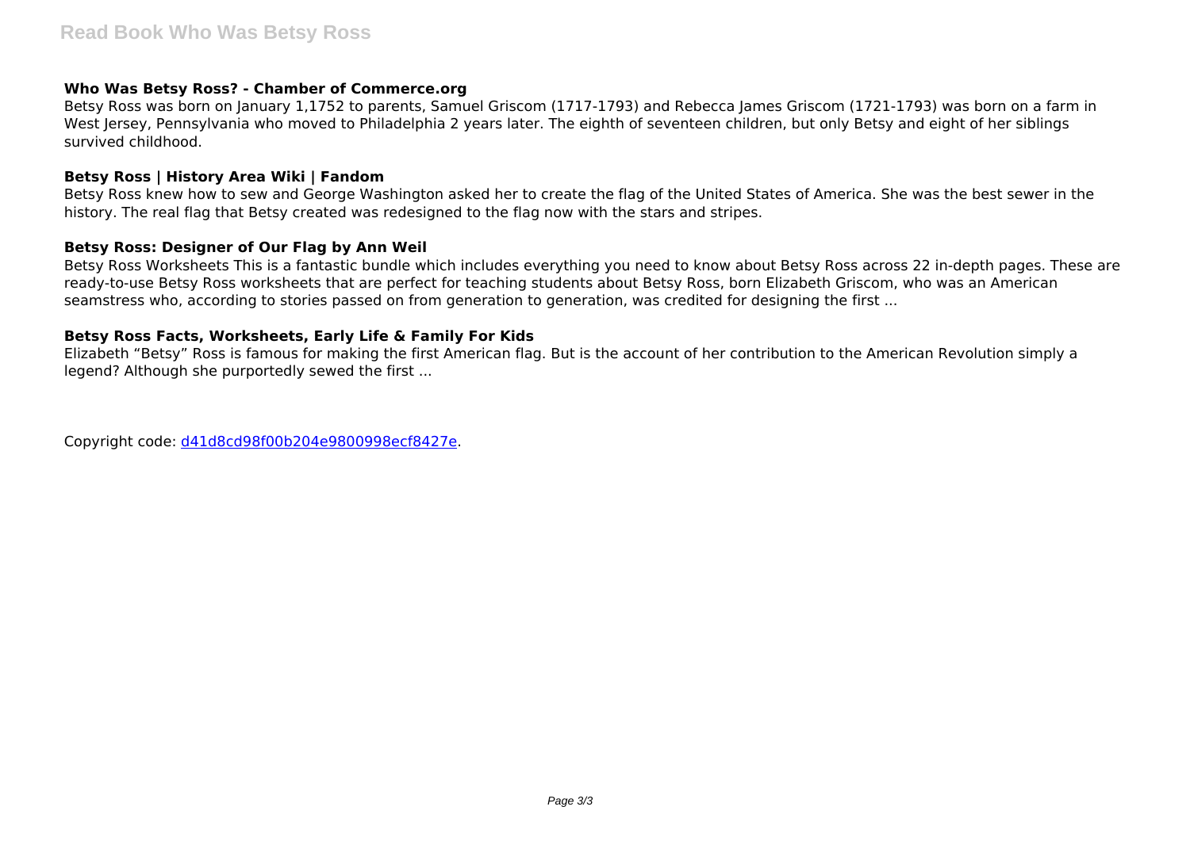### Who Was Betsy Ross? - Chamber of Commerce.org

Betsy Ross was born on January 1,1752 to parents, Samuel Griscom (1717-1793) and Rebecca James Griscom (1721-1793) was born on a farm in West Jersey, Pennsylvania who moved to Philadelphia 2 years later. The eighth of seventeen children, but only Betsy and eight of her siblings survived childhood.

### Betsy Ross | History Area Wiki | Fandom

Betsy Ross knew how to sew and George Washington asked her to create the flag of the United States of America. She was the best sewer in the history. The real flag that Betsy created was redesigned to the flag now with the stars and stripes.

### Betsy Ross: Designer of Our Flag by Ann Weil

Betsy Ross Worksheets This is a fantastic bundle which includes everything you need to know about Betsy Ross across 22 in-depth pages. These are ready-to-use Betsy Ross worksheets that are perfect for teaching students about Betsy Ross, born Elizabeth Griscom, who was an American seamstress who, according to stories passed on from generation to generation, was credited for designing the first ...

### Betsy Ross Facts, Worksheets, Early Life & Family For Kids

Elizabeth “Betsy” Ross is famous for making the first American flag. But is the account of her contribution to the American Revolution simply a legend? Although she purportedly sewed the first ...

Copyright code: d41d8cd98f00b204e9800998ecf8427e.